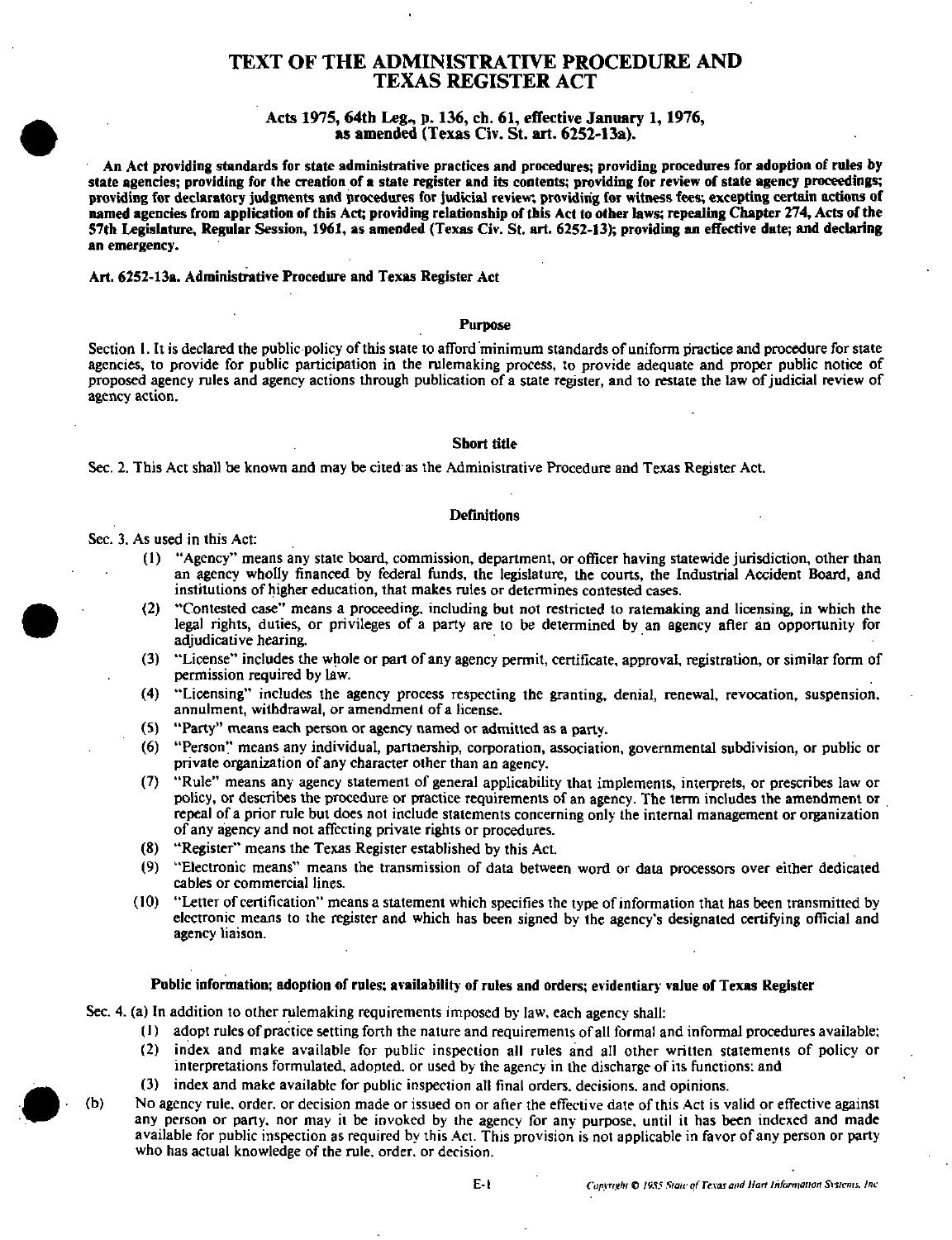# TEXT OF THE ADMINISTRATIVE PROCEDURE AND TEXAS REGISTER ACT

**Acts 1975, 64th Leg., p. 136, ch. 61, effective January 1, 1976, as amended (Texas Civ. St. art. 6252-13a).**

**An Act providing standards for state administrative practices and procedures; providing procedures for adoption of rules by state agencies; providing for the creation of a state register and its contents; providing for review of state agency proceedings; providing for declaratory judgments and procedures for judicial review; providing for witness fees; excepting certain actions of named agencies from application of this Act; providing relationship of this Act to other laws; repealing Chapter 274, Acts of the 57th Legislature, Regular Session, 1961, as amended (Texas Civ. St. art. 6252-13); providing an effective date; and declaring an emergency.**

**Art. 6252-13a. Administrative Procedure and Texas Register Act**

### Purpose

Section 1. It is declared the public policy of this state to afford minimum standards of uniform practice and procedure for state agencies, to provide for public participation in the rulemaking process, to provide adequate and proper public notice of proposed agency rules and agency actions through publication of a state register, and to restate the law of judicial review of agency action.

### Short title

Sec. 2. This Act shall be known and may be cited as the Administrative Procedure and Texas Register Act.

### Definitions

Sec. 3. As used in this Act:

(1) "Agency" means any state board, commission, department, or officer having statewide jurisdiction, other than an agency wholly financed by federal funds, the legislature, the courts, the Industrial Accident Board, and institutions of higher education, that makes rules or determines contested cases.

(2) "Contested case" means a proceeding, including but not restricted to ratemaking and licensing, in which the legal rights, duties, or privileges of a party are to be determined by an agency after an opportunity for adjudicative hearing.

(3) "License" includes the whole or part of any agency permit, certificate, approval, registration, or similar form of permission required by law.

(4) "Licensing" includes the agency process respecting the granting, denial, renewal, revocation, suspension, annulment, withdrawal, or amendment of a license.

(5) "Party" means each person or agency named or admitted as a party.

(6) "Person" means any individual, partnership, corporation, association, governmental subdivision, or public or private organization of any character other than an agency.

(7) "Rule" means any agency statement of general applicability that implements, interprets, or prescribes law or policy, or describes the procedure or practice requirements of an agency. The term includes the amendment or repeal of a prior rule but does not include statements concerning only the internal management or organization of any agency and not affecting private rights or procedures.

(8) "Register" means the Texas Register established by this Act.

(9) "Electronic means" means the transmission of data between word or data processors over either dedicated cables or commercial lines.

(10) "Letter of certification" means a statement which specifies the type of information that has been transmitted by electronic means to the register and which has been signed by the agency's designated certifying official and agency liaison.

### Public information; adoption of rules; availability of rules and orders; evidentiary value of Texas Register

Sec. 4. (a) In addition to other rulemaking requirements imposed by law, each agency shall:

(1) adopt rules of practice setting forth the nature and requirements of all formal and informal procedures available;

(2) index and make available for public inspection all rules and all other written statements of policy or interpretations formulated, adopted, or used by the agency in the discharge of its functions; and

(3) index and make available for public inspection all final orders, decisions, and opinions.

(b) No agency rule, order, or decision made or issued on or after the effective date of this Act is valid or effective against any person or party, nor may it be invoked by the agency for any purpose, until it has been indexed and made available for public inspection as required by this Act. This provision is not applicable in favor of any person or party who has actual knowledge of the rule, order, or decision.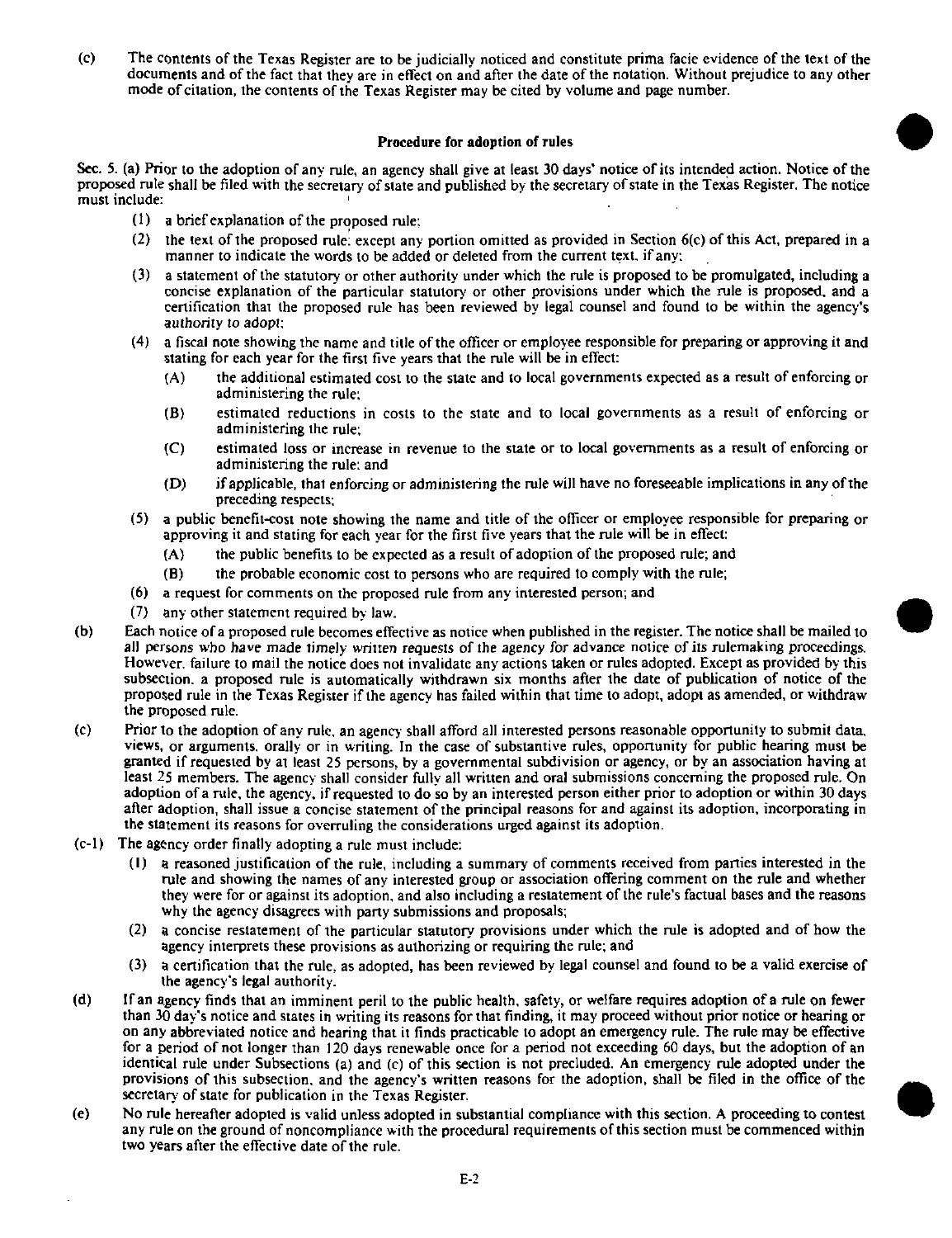(c) The contents of the Texas Register are to be judicially noticed and constitute prima facie evidence of the text of the documents and of the fact that they are in effect on and after the date of the notation. Without prejudice to any other mode of citation, the contents of the Texas Register may be cited by volume and page number.

**Procedure for adoption of rules**

Sec. 5. (a) Prior to the adoption of any rule, an agency shall give at least 30 days' notice of its intended action. Notice of the proposed rule shall be filed with the secretary of state and published by the secretary of state in the Texas Register. The notice must include:

- (1) a brief explanation of the proposed rule;
- (2) the text of the proposed rule; except any portion omitted as provided in Section 6(c) of this Act, prepared in a manner to indicate the words to be added or deleted from the current text, if any;
- (3) a statement of the statutory or other authority under which the rule is proposed to be promulgated, including a concise explanation of the particular statutory or other provisions under which the rule is proposed, and a certification that the proposed rule has been reviewed by legal counsel and found to be within the agency's authority to adopt;
- (4) a fiscal note showing the name and title of the officer or employee responsible for preparing or approving it and stating for each year for the first five years that the rule will be in effect:
  - (A) the additional estimated cost to the state and to local governments expected as a result of enforcing or administering the rule;
  - (B) estimated reductions in costs to the state and to local governments as a result of enforcing or administering the rule;
  - (C) estimated loss or increase in revenue to the state or to local governments as a result of enforcing or administering the rule; and
  - (D) if applicable, that enforcing or administering the rule will have no foreseeable implications in any of the preceding respects;
- (5) a public benefit-cost note showing the name and title of the officer or employee responsible for preparing or approving it and stating for each year for the first five years that the rule will be in effect:
  - (A) the public benefits to be expected as a result of adoption of the proposed rule; and
  - (B) the probable economic cost to persons who are required to comply with the rule;
- (6) a request for comments on the proposed rule from any interested person; and
- (7) any other statement required by law.

(b) Each notice of a proposed rule becomes effective as notice when published in the register. The notice shall be mailed to all persons who have made timely written requests of the agency for advance notice of its rulemaking proceedings. However, failure to mail the notice does not invalidate any actions taken or rules adopted. Except as provided by this subsection, a proposed rule is automatically withdrawn six months after the date of publication of notice of the proposed rule in the Texas Register if the agency has failed within that time to adopt, adopt as amended, or withdraw the proposed rule.

(c) Prior to the adoption of any rule, an agency shall afford all interested persons reasonable opportunity to submit data, views, or arguments, orally or in writing. In the case of substantive rules, opportunity for public hearing must be granted if requested by at least 25 persons, by a governmental subdivision or agency, or by an association having at least 25 members. The agency shall consider fully all written and oral submissions concerning the proposed rule. On adoption of a rule, the agency, if requested to do so by an interested person either prior to adoption or within 30 days after adoption, shall issue a concise statement of the principal reasons for and against its adoption, incorporating in the statement its reasons for overruling the considerations urged against its adoption.

(c-1) The agency order finally adopting a rule must include:

- (1) a reasoned justification of the rule, including a summary of comments received from parties interested in the rule and showing the names of any interested group or association offering comment on the rule and whether they were for or against its adoption, and also including a restatement of the rule's factual bases and the reasons why the agency disagrees with party submissions and proposals;
- (2) a concise restatement of the particular statutory provisions under which the rule is adopted and of how the agency interprets these provisions as authorizing or requiring the rule; and
- (3) a certification that the rule, as adopted, has been reviewed by legal counsel and found to be a valid exercise of the agency's legal authority.

(d) If an agency finds that an imminent peril to the public health, safety, or welfare requires adoption of a rule on fewer than 30 day's notice and states in writing its reasons for that finding, it may proceed without prior notice or hearing or on any abbreviated notice and hearing that it finds practicable to adopt an emergency rule. The rule may be effective for a period of not longer than 120 days renewable once for a period not exceeding 60 days, but the adoption of an identical rule under Subsections (a) and (c) of this section is not precluded. An emergency rule adopted under the provisions of this subsection, and the agency's written reasons for the adoption, shall be filed in the office of the secretary of state for publication in the Texas Register.

(e) No rule hereafter adopted is valid unless adopted in substantial compliance with this section. A proceeding to contest any rule on the ground of noncompliance with the procedural requirements of this section must be commenced within two years after the effective date of the rule.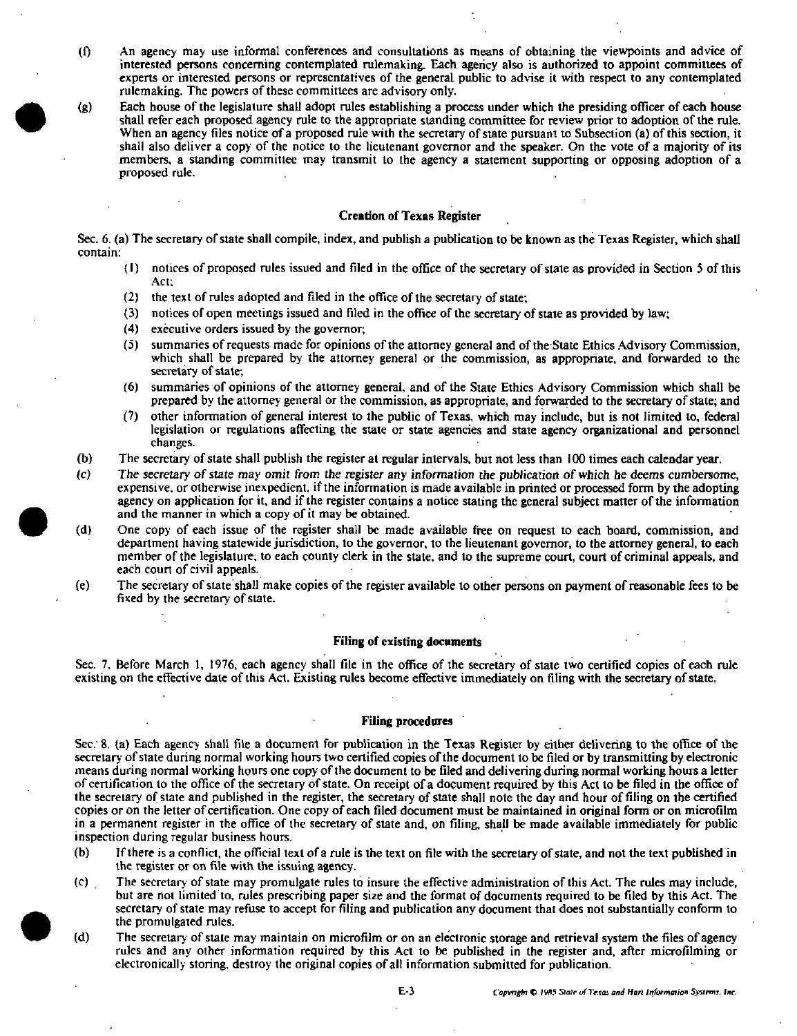(f) An agency may use informal conferences and consultations as means of obtaining the viewpoints and advice of interested persons concerning contemplated rulemaking. Each agency also is authorized to appoint committees of experts or interested persons or representatives of the general public to advise it with respect to any contemplated rulemaking. The powers of these committees are advisory only.

(g) Each house of the legislature shall adopt rules establishing a process under which the presiding officer of each house shall refer each proposed agency rule to the appropriate standing committee for review prior to adoption of the rule. When an agency files notice of a proposed rule with the secretary of state pursuant to Subsection (a) of this section, it shall also deliver a copy of the notice to the lieutenant governor and the speaker. On the vote of a majority of its members, a standing committee may transmit to the agency a statement supporting or opposing adoption of a proposed rule.

### Creation of Texas Register

Sec. 6. (a) The secretary of state shall compile, index, and publish a publication to be known as the Texas Register, which shall contain:

(1) notices of proposed rules issued and filed in the office of the secretary of state as provided in Section 5 of this Act;

(2) the text of rules adopted and filed in the office of the secretary of state;

(3) notices of open meetings issued and filed in the office of the secretary of state as provided by law;

(4) executive orders issued by the governor;

(5) summaries of requests made for opinions of the attorney general and of the State Ethics Advisory Commission, which shall be prepared by the attorney general or the commission, as appropriate, and forwarded to the secretary of state;

(6) summaries of opinions of the attorney general, and of the State Ethics Advisory Commission which shall be prepared by the attorney general or the commission, as appropriate, and forwarded to the secretary of state; and

(7) other information of general interest to the public of Texas, which may include, but is not limited to, federal legislation or regulations affecting the state or state agencies and state agency organizational and personnel changes.

(b) The secretary of state shall publish the register at regular intervals, but not less than 100 times each calendar year.

(c) *The secretary of state may omit from the register any information the publication of which he deems cumbersome, expensive, or otherwise inexpedient, if the information is made available in printed or processed form by the adopting agency on application for it, and if the register contains a notice stating the general subject matter of the information and the manner in which a copy of it may be obtained.*

(d) One copy of each issue of the register shall be made available free on request to each board, commission, and department having statewide jurisdiction, to the governor, to the lieutenant governor, to the attorney general, to each member of the legislature, to each county clerk in the state, and to the supreme court, court of criminal appeals, and each court of civil appeals.

(e) The secretary of state shall make copies of the register available to other persons on payment of reasonable fees to be fixed by the secretary of state.

### Filing of existing documents

Sec. 7. Before March 1, 1976, each agency shall file in the office of the secretary of state two certified copies of each rule existing on the effective date of this Act. Existing rules become effective immediately on filing with the secretary of state.

### Filing procedures

Sec. 8. (a) Each agency shall file a document for publication in the Texas Register by either delivering to the office of the secretary of state during normal working hours two certified copies of the document to be filed or by transmitting by electronic means during normal working hours one copy of the document to be filed and delivering during normal working hours a letter of certification to the office of the secretary of state. On receipt of a document required by this Act to be filed in the office of the secretary of state and published in the register, the secretary of state shall note the day and hour of filing on the certified copies or on the letter of certification. One copy of each filed document must be maintained in original form or on microfilm in a permanent register in the office of the secretary of state and, on filing, shall be made available immediately for public inspection during regular business hours.

(b) If there is a conflict, the official text of a rule is the text on file with the secretary of state, and not the text published in the register or on file with the issuing agency.

(c) The secretary of state may promulgate rules to insure the effective administration of this Act. The rules may include, but are not limited to, rules prescribing paper size and the format of documents required to be filed by this Act. The secretary of state may refuse to accept for filing and publication any document that does not substantially conform to the promulgated rules.

(d) The secretary of state may maintain on microfilm or on an electronic storage and retrieval system the files of agency rules and any other information required by this Act to be published in the register and, after microfilming or electronically storing, destroy the original copies of all information submitted for publication.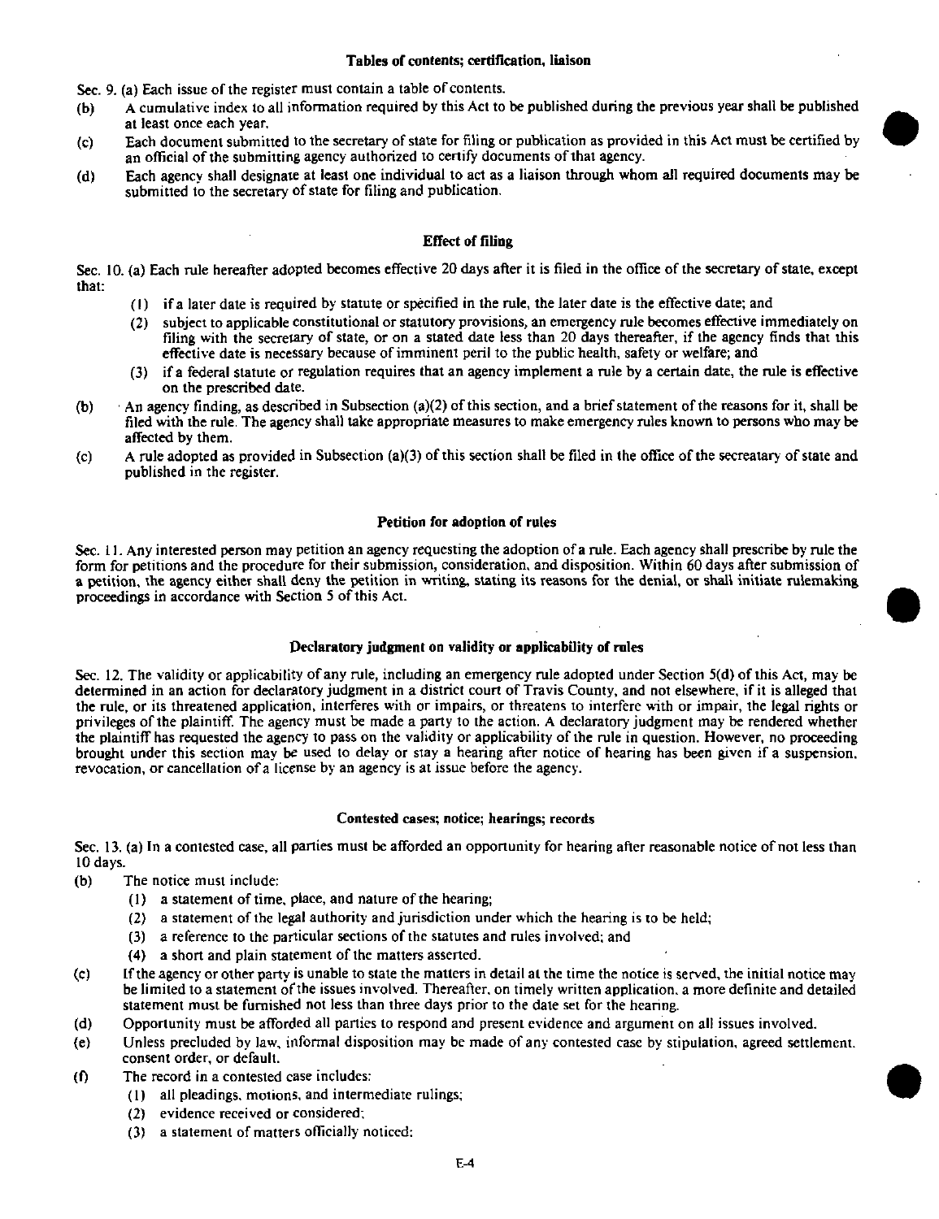### Tables of contents; certification, liaison

Sec. 9. (a) Each issue of the register must contain a table of contents.

(b) A cumulative index to all information required by this Act to be published during the previous year shall be published at least once each year.

(c) Each document submitted to the secretary of state for filing or publication as provided in this Act must be certified by an official of the submitting agency authorized to certify documents of that agency.

(d) Each agency shall designate at least one individual to act as a liaison through whom all required documents may be submitted to the secretary of state for filing and publication.

### Effect of filing

Sec. 10. (a) Each rule hereafter adopted becomes effective 20 days after it is filed in the office of the secretary of state, except that:

(1) if a later date is required by statute or specified in the rule, the later date is the effective date; and

(2) subject to applicable constitutional or statutory provisions, an emergency rule becomes effective immediately on filing with the secretary of state, or on a stated date less than 20 days thereafter, if the agency finds that this effective date is necessary because of imminent peril to the public health, safety or welfare; and

(3) if a federal statute or regulation requires that an agency implement a rule by a certain date, the rule is effective on the prescribed date.

(b) An agency finding, as described in Subsection (a)(2) of this section, and a brief statement of the reasons for it, shall be filed with the rule. The agency shall take appropriate measures to make emergency rules known to persons who may be affected by them.

(c) A rule adopted as provided in Subsection (a)(3) of this section shall be filed in the office of the secreatary of state and published in the register.

### Petition for adoption of rules

Sec. 11. Any interested person may petition an agency requesting the adoption of a rule. Each agency shall prescribe by rule the form for petitions and the procedure for their submission, consideration, and disposition. Within 60 days after submission of a petition, the agency either shall deny the petition in writing, stating its reasons for the denial, or shall initiate rulemaking proceedings in accordance with Section 5 of this Act.

### Declaratory judgment on validity or applicability of rules

Sec. 12. The validity or applicability of any rule, including an emergency rule adopted under Section 5(d) of this Act, may be determined in an action for declaratory judgment in a district court of Travis County, and not elsewhere, if it is alleged that the rule, or its threatened application, interferes with or impairs, or threatens to interfere with or impair, the legal rights or privileges of the plaintiff. The agency must be made a party to the action. A declaratory judgment may be rendered whether the plaintiff has requested the agency to pass on the validity or applicability of the rule in question. However, no proceeding brought under this section may be used to delay or stay a hearing after notice of hearing has been given if a suspension, revocation, or cancellation of a license by an agency is at issue before the agency.

### Contested cases; notice; hearings; records

Sec. 13. (a) In a contested case, all parties must be afforded an opportunity for hearing after reasonable notice of not less than 10 days.

(b) The notice must include:

(1) a statement of time, place, and nature of the hearing;

(2) a statement of the legal authority and jurisdiction under which the hearing is to be held;

(3) a reference to the particular sections of the statutes and rules involved; and

(4) a short and plain statement of the matters asserted.

(c) If the agency or other party is unable to state the matters in detail at the time the notice is served, the initial notice may be limited to a statement of the issues involved. Thereafter, on timely written application, a more definite and detailed statement must be furnished not less than three days prior to the date set for the hearing.

(d) Opportunity must be afforded all parties to respond and present evidence and argument on all issues involved.

(e) Unless precluded by law, informal disposition may be made of any contested case by stipulation, agreed settlement, consent order, or default.

(f) The record in a contested case includes:

(1) all pleadings, motions, and intermediate rulings;

(2) evidence received or considered;

(3) a statement of matters officially noticed;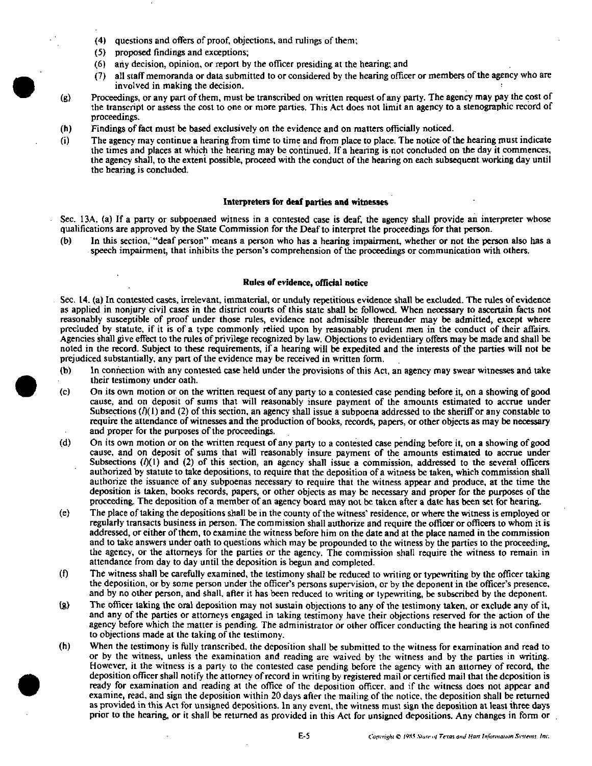(4) questions and offers of proof, objections, and rulings of them;
(5) proposed findings and exceptions;
(6) any decision, opinion, or report by the officer presiding at the hearing; and
(7) all staff memoranda or data submitted to or considered by the hearing officer or members of the agency who are involved in making the decision.

(g) Proceedings, or any part of them, must be transcribed on written request of any party. The agency may pay the cost of the transcript or assess the cost to one or more parties. This Act does not limit an agency to a stenographic record of proceedings.

(h) Findings of fact must be based exclusively on the evidence and on matters officially noticed.

(i) The agency may continue a hearing from time to time and from place to place. The notice of the hearing must indicate the times and places at which the hearing may be continued. If a hearing is not concluded on the day it commences, the agency shall, to the extent possible, proceed with the conduct of the hearing on each subsequent working day until the hearing is concluded.

#### Interpreters for deaf parties and witnesses

Sec. 13A. (a) If a party or subpoenaed witness in a contested case is deaf, the agency shall provide an interpreter whose qualifications are approved by the State Commission for the Deaf to interpret the proceedings for that person.

(b) In this section, "deaf person" means a person who has a hearing impairment, whether or not the person also has a speech impairment, that inhibits the person's comprehension of the proceedings or communication with others.

#### Rules of evidence, official notice

Sec. 14. (a) In contested cases, irrelevant, immaterial, or unduly repetitious evidence shall be excluded. The rules of evidence as applied in nonjury civil cases in the district courts of this state shall be followed. When necessary to ascertain facts not reasonably susceptible of proof under those rules, evidence not admissible thereunder may be admitted, except where precluded by statute, if it is of a type commonly relied upon by reasonably prudent men in the conduct of their affairs. Agencies shall give effect to the rules of privilege recognized by law. Objections to evidentiary offers may be made and shall be noted in the record. Subject to these requirements, if a hearing will be expedited and the interests of the parties will not be prejudiced substantially, any part of the evidence may be received in written form.

(b) In connection with any contested case held under the provisions of this Act, an agency may swear witnesses and take their testimony under oath.

(c) On its own motion or on the written request of any party to a contested case pending before it, on a showing of good cause, and on deposit of sums that will reasonably insure payment of the amounts estimated to accrue under Subsections (*l*)(1) and (2) of this section, an agency shall issue a subpoena addressed to the sheriff or any constable to require the attendance of witnesses and the production of books, records, papers, or other objects as may be necessary and proper for the purposes of the proceedings.

(d) On its own motion or on the written request of any party to a contested case pending before it, on a showing of good cause, and on deposit of sums that will reasonably insure payment of the amounts estimated to accrue under Subsections (*l*)(1) and (2) of this section, an agency shall issue a commission, addressed to the several officers authorized by statute to take depositions, to require that the deposition of a witness be taken, which commission shall authorize the issuance of any subpoenas necessary to require that the witness appear and produce, at the time the deposition is taken, books records, papers, or other objects as may be necessary and proper for the purposes of the proceeding. The deposition of a member of an agency board may not be taken after a date has been set for hearing.

(e) The place of taking the depositions shall be in the county of the witness' residence, or where the witness is employed or regularly transacts business in person. The commission shall authorize and require the officer or officers to whom it is addressed, or either of them, to examine the witness before him on the date and at the place named in the commission and to take answers under oath to questions which may be propounded to the witness by the parties to the proceeding, the agency, or the attorneys for the parties or the agency. The commission shall require the witness to remain in attendance from day to day until the deposition is begun and completed.

(f) The witness shall be carefully examined, the testimony shall be reduced to writing or typewriting by the officer taking the deposition, or by some person under the officer's persons supervision, or by the deponent in the officer's presence, and by no other person, and shall, after it has been reduced to writing or typewriting, be subscribed by the deponent.

(g) The officer taking the oral deposition may not sustain objections to any of the testimony taken, or exclude any of it, and any of the parties or attorneys engaged in taking testimony have their objections reserved for the action of the agency before which the matter is pending. The administrator or other officer conducting the hearing is not confined to objections made at the taking of the testimony.

(h) When the testimony is fully transcribed, the deposition shall be submitted to the witness for examination and read to or by the witness, unless the examination and reading are waived by the witness and by the parties in writing. However, it the witness is a party to the contested case pending before the agency with an attorney of record, the deposition officer shall notify the attorney of record in writing by registered mail or certified mail that the deposition is ready for examination and reading at the office of the deposition officer, and if the witness does not appear and examine, read, and sign the deposition within 20 days after the mailing of the notice, the deposition shall be returned as provided in this Act for unsigned depositions. In any event, the witness must sign the deposition at least three days prior to the hearing, or it shall be returned as provided in this Act for unsigned depositions. Any changes in form or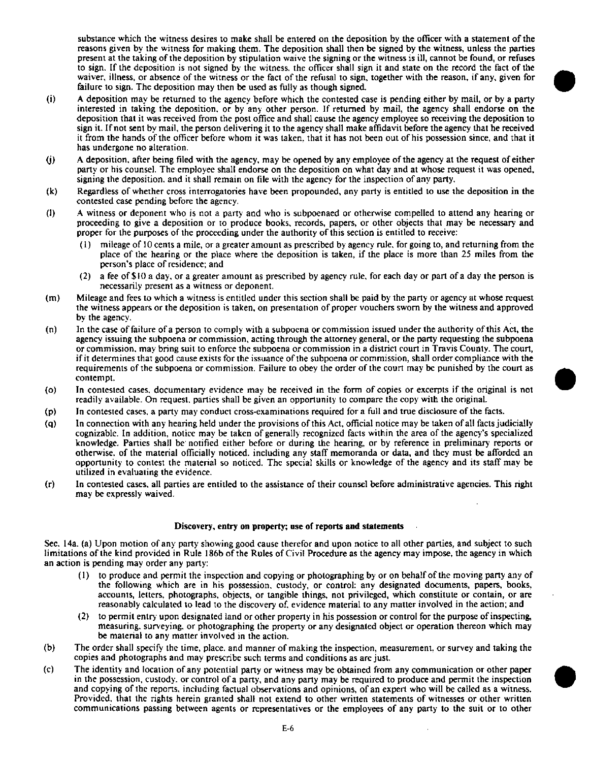substance which the witness desires to make shall be entered on the deposition by the officer with a statement of the reasons given by the witness for making them. The deposition shall then be signed by the witness, unless the parties present at the taking of the deposition by stipulation waive the signing or the witness is ill, cannot be found, or refuses to sign. If the deposition is not signed by the witness, the officer shall sign it and state on the record the fact of the waiver, illness, or absence of the witness or the fact of the refusal to sign, together with the reason, if any, given for failure to sign. The deposition may then be used as fully as though signed.

(i) A deposition may be returned to the agency before which the contested case is pending either by mail, or by a party interested in taking the deposition, or by any other person. If returned by mail, the agency shall endorse on the deposition that it was received from the post office and shall cause the agency employee so receiving the deposition to sign it. If not sent by mail, the person delivering it to the agency shall make affidavit before the agency that he received it from the hands of the officer before whom it was taken, that it has not been out of his possession since, and that it has undergone no alteration.

(j) A deposition, after being filed with the agency, may be opened by any employee of the agency at the request of either party or his counsel. The employee shall endorse on the deposition on what day and at whose request it was opened, signing the deposition, and it shall remain on file with the agency for the inspection of any party.

(k) Regardless of whether cross interrogatories have been propounded, any party is entitled to use the deposition in the contested case pending before the agency.

(l) A witness or deponent who is not a party and who is subpoenaed or otherwise compelled to attend any hearing or proceeding to give a deposition or to produce books, records, papers, or other objects that may be necessary and proper for the purposes of the proceeding under the authority of this section is entitled to receive:

  (1) mileage of 10 cents a mile, or a greater amount as prescribed by agency rule, for going to, and returning from the place of the hearing or the place where the deposition is taken, if the place is more than 25 miles from the person's place of residence; and

  (2) a fee of $10 a day, or a greater amount as prescribed by agency rule, for each day or part of a day the person is necessarily present as a witness or deponent.

(m) Mileage and fees to which a witness is entitled under this section shall be paid by the party or agency at whose request the witness appears or the deposition is taken, on presentation of proper vouchers sworn by the witness and approved by the agency.

(n) In the case of failure of a person to comply with a subpoena or commission issued under the authority of this Act, the agency issuing the subpoena or commission, acting through the attorney general, or the party requesting the subpoena or commission, may bring suit to enforce the subpoena or commission in a district court in Travis County. The court, if it determines that good cause exists for the issuance of the subpoena or commission, shall order compliance with the requirements of the subpoena or commission. Failure to obey the order of the court may be punished by the court as contempt.

(o) In contested cases, documentary evidence may be received in the form of copies or excerpts if the original is not readily available. On request, parties shall be given an opportunity to compare the copy with the original.

(p) In contested cases, a party may conduct cross-examinations required for a full and true disclosure of the facts.

(q) In connection with any hearing held under the provisions of this Act, official notice may be taken of all facts judicially cognizable. In addition, notice may be taken of generally recognized facts within the area of the agency's specialized knowledge. Parties shall be notified either before or during the hearing, or by reference in preliminary reports or otherwise, of the material officially noticed, including any staff memoranda or data, and they must be afforded an opportunity to contest the material so noticed. The special skills or knowledge of the agency and its staff may be utilized in evaluating the evidence.

(r) In contested cases, all parties are entitled to the assistance of their counsel before administrative agencies. This right may be expressly waived.

**Discovery, entry on property; use of reports and statements**

Sec. 14a. (a) Upon motion of any party showing good cause therefor and upon notice to all other parties, and subject to such limitations of the kind provided in Rule 186b of the Rules of Civil Procedure as the agency may impose, the agency in which an action is pending may order any party:

  (1) to produce and permit the inspection and copying or photographing by or on behalf of the moving party any of the following which are in his possession, custody, or control: any designated documents, papers, books, accounts, letters, photographs, objects, or tangible things, not privileged, which constitute or contain, or are reasonably calculated to lead to the discovery of, evidence material to any matter involved in the action; and

  (2) to permit entry upon designated land or other property in his possession or control for the purpose of inspecting, measuring, surveying, or photographing the property or any designated object or operation thereon which may be material to any matter involved in the action.

(b) The order shall specify the time, place, and manner of making the inspection, measurement, or survey and taking the copies and photographs and may prescribe such terms and conditions as are just.

(c) The identity and location of any potential party or witness may be obtained from any communication or other paper in the possession, custody, or control of a party, and any party may be required to produce and permit the inspection and copying of the reports, including factual observations and opinions, of an expert who will be called as a witness. Provided, that the rights herein granted shall not extend to other written statements of witnesses or other written communications passing between agents or representatives or the employees of any party to the suit or to other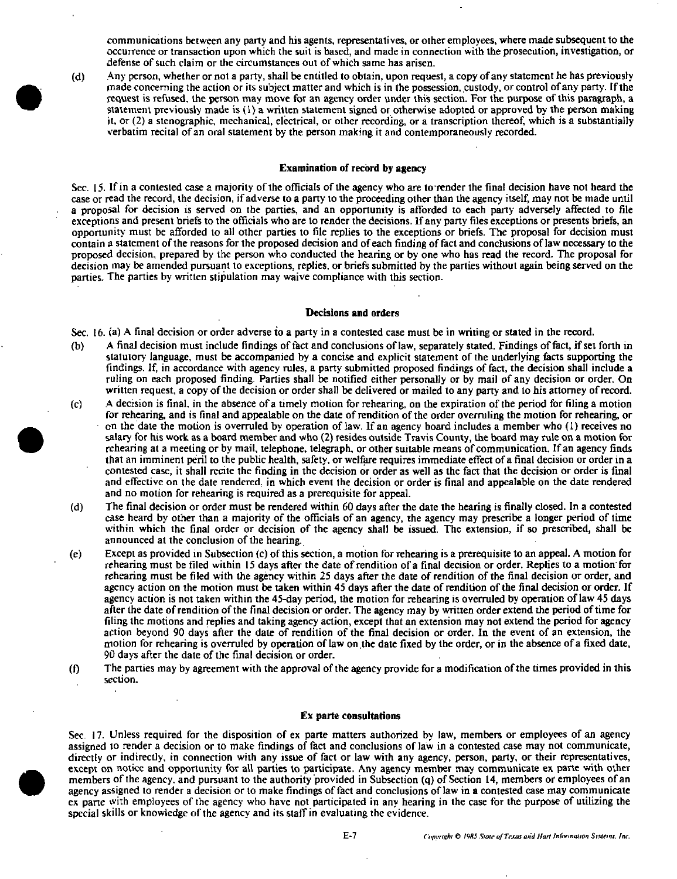communications between any party and his agents, representatives, or other employees, where made subsequent to the occurrence or transaction upon which the suit is based, and made in connection with the prosecution, investigation, or defense of such claim or the circumstances out of which same has arisen.

(d) Any person, whether or not a party, shall be entitled to obtain, upon request, a copy of any statement he has previously made concerning the action or its subject matter and which is in the possession, custody, or control of any party. If the request is refused, the person may move for an agency order under this section. For the purpose of this paragraph, a statement previously made is (1) a written statement signed or otherwise adopted or approved by the person making it, or (2) a stenographic, mechanical, electrical, or other recording, or a transcription thereof, which is a substantially verbatim recital of an oral statement by the person making it and contemporaneously recorded.

**Examination of record by agency**

Sec. 15. If in a contested case a majority of the officials of the agency who are to render the final decision have not heard the case or read the record, the decision, if adverse to a party to the proceeding other than the agency itself, may not be made until a proposal for decision is served on the parties, and an opportunity is afforded to each party adversely affected to file exceptions and present briefs to the officials who are to render the decisions. If any party files exceptions or presents briefs, an opportunity must be afforded to all other parties to file replies to the exceptions or briefs. The proposal for decision must contain a statement of the reasons for the proposed decision and of each finding of fact and conclusions of law necessary to the proposed decision, prepared by the person who conducted the hearing or by one who has read the record. The proposal for decision may be amended pursuant to exceptions, replies, or briefs submitted by the parties without again being served on the parties. The parties by written stipulation may waive compliance with this section.

**Decisions and orders**

Sec. 16. (a) A final decision or order adverse to a party in a contested case must be in writing or stated in the record.

(b) A final decision must include findings of fact and conclusions of law, separately stated. Findings of fact, if set forth in statutory language, must be accompanied by a concise and explicit statement of the underlying facts supporting the findings. If, in accordance with agency rules, a party submitted proposed findings of fact, the decision shall include a ruling on each proposed finding. Parties shall be notified either personally or by mail of any decision or order. On written request, a copy of the decision or order shall be delivered or mailed to any party and to his attorney of record.

(c) A decision is final, in the absence of a timely motion for rehearing, on the expiration of the period for filing a motion for rehearing, and is final and appealable on the date of rendition of the order overruling the motion for rehearing, or on the date the motion is overruled by operation of law. If an agency board includes a member who (1) receives no salary for his work as a board member and who (2) resides outside Travis County, the board may rule on a motion for rehearing at a meeting or by mail, telephone, telegraph, or other suitable means of communication. If an agency finds that an imminent peril to the public health, safety, or welfare requires immediate effect of a final decision or order in a contested case, it shall recite the finding in the decision or order as well as the fact that the decision or order is final and effective on the date rendered, in which event the decision or order is final and appealable on the date rendered and no motion for rehearing is required as a prerequisite for appeal.

(d) The final decision or order must be rendered within 60 days after the date the hearing is finally closed. In a contested case heard by other than a majority of the officials of an agency, the agency may prescribe a longer period of time within which the final order or decision of the agency shall be issued. The extension, if so prescribed, shall be announced at the conclusion of the hearing.

(e) Except as provided in Subsection (c) of this section, a motion for rehearing is a prerequisite to an appeal. A motion for rehearing must be filed within 15 days after the date of rendition of a final decision or order. Replies to a motion for rehearing must be filed with the agency within 25 days after the date of rendition of the final decision or order, and agency action on the motion must be taken within 45 days after the date of rendition of the final decision or order. If agency action is not taken within the 45-day period, the motion for rehearing is overruled by operation of law 45 days after the date of rendition of the final decision or order. The agency may by written order extend the period of time for filing the motions and replies and taking agency action, except that an extension may not extend the period for agency action beyond 90 days after the date of rendition of the final decision or order. In the event of an extension, the motion for rehearing is overruled by operation of law on the date fixed by the order, or in the absence of a fixed date, 90 days after the date of the final decision or order.

(f) The parties may by agreement with the approval of the agency provide for a modification of the times provided in this section.

**Ex parte consultations**

Sec. 17. Unless required for the disposition of ex parte matters authorized by law, members or employees of an agency assigned to render a decision or to make findings of fact and conclusions of law in a contested case may not communicate, directly or indirectly, in connection with any issue of fact or law with any agency, person, party, or their representatives, except on notice and opportunity for all parties to participate. Any agency member may communicate ex parte with other members of the agency, and pursuant to the authority provided in Subsection (q) of Section 14, members or employees of an agency assigned to render a decision or to make findings of fact and conclusions of law in a contested case may communicate ex parte with employees of the agency who have not participated in any hearing in the case for the purpose of utilizing the special skills or knowledge of the agency and its staff in evaluating the evidence.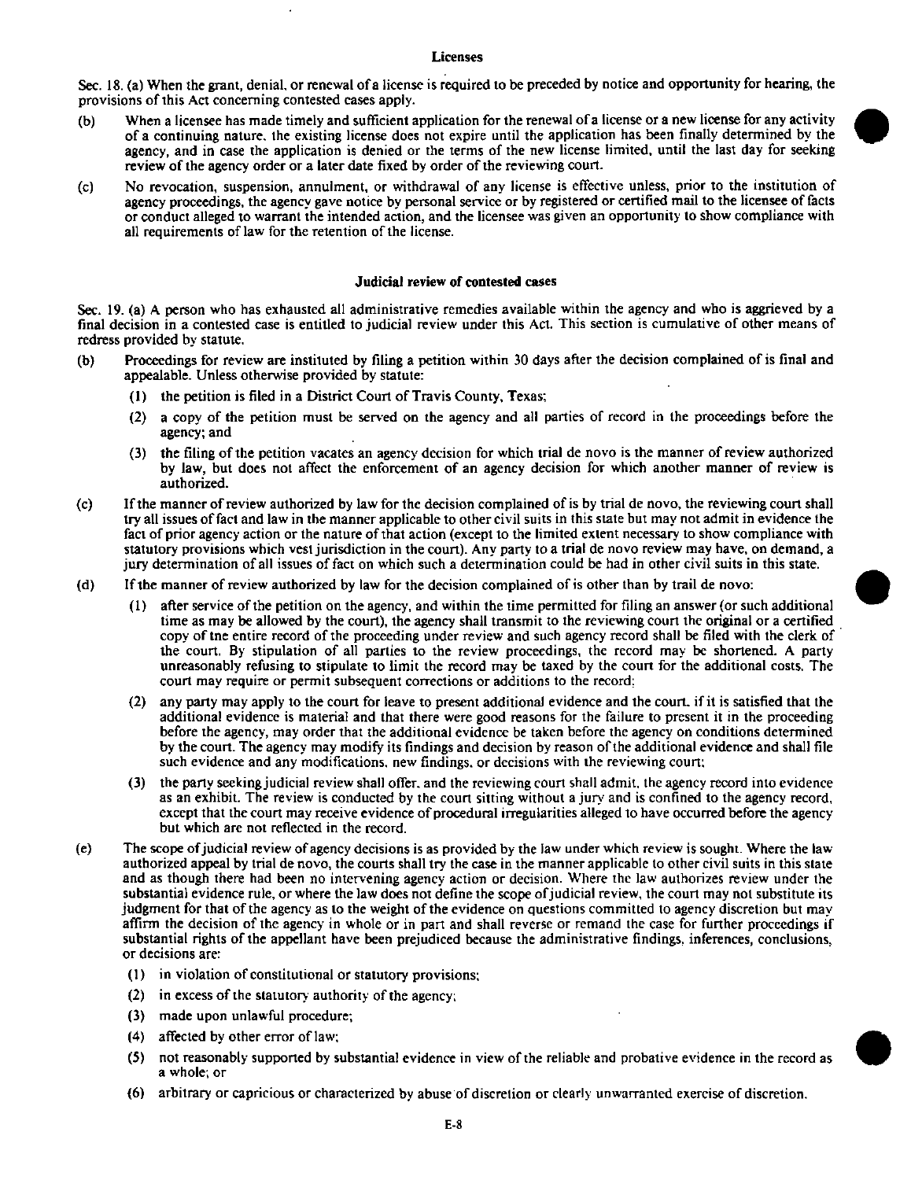### Licenses

Sec. 18. (a) When the grant, denial, or renewal of a license is required to be preceded by notice and opportunity for hearing, the provisions of this Act concerning contested cases apply.

(b) When a licensee has made timely and sufficient application for the renewal of a license or a new license for any activity of a continuing nature, the existing license does not expire until the application has been finally determined by the agency, and in case the application is denied or the terms of the new license limited, until the last day for seeking review of the agency order or a later date fixed by order of the reviewing court.

(c) No revocation, suspension, annulment, or withdrawal of any license is effective unless, prior to the institution of agency proceedings, the agency gave notice by personal service or by registered or certified mail to the licensee of facts or conduct alleged to warrant the intended action, and the licensee was given an opportunity to show compliance with all requirements of law for the retention of the license.

### Judicial review of contested cases

Sec. 19. (a) A person who has exhausted all administrative remedies available within the agency and who is aggrieved by a final decision in a contested case is entitled to judicial review under this Act. This section is cumulative of other means of redress provided by statute.

(b) Proceedings for review are instituted by filing a petition within 30 days after the decision complained of is final and appealable. Unless otherwise provided by statute:

   (1) the petition is filed in a District Court of Travis County, Texas;

   (2) a copy of the petition must be served on the agency and all parties of record in the proceedings before the agency; and

   (3) the filing of the petition vacates an agency decision for which trial de novo is the manner of review authorized by law, but does not affect the enforcement of an agency decision for which another manner of review is authorized.

(c) If the manner of review authorized by law for the decision complained of is by trial de novo, the reviewing court shall try all issues of fact and law in the manner applicable to other civil suits in this state but may not admit in evidence the fact of prior agency action or the nature of that action (except to the limited extent necessary to show compliance with statutory provisions which vest jurisdiction in the court). Any party to a trial de novo review may have, on demand, a jury determination of all issues of fact on which such a determination could be had in other civil suits in this state.

(d) If the manner of review authorized by law for the decision complained of is other than by trail de novo:

   (1) after service of the petition on the agency, and within the time permitted for filing an answer (or such additional time as may be allowed by the court), the agency shall transmit to the reviewing court the original or a certified copy of tne entire record of the proceeding under review and such agency record shall be filed with the clerk of the court. By stipulation of all parties to the review proceedings, the record may be shortened. A party unreasonably refusing to stipulate to limit the record may be taxed by the court for the additional costs. The court may require or permit subsequent corrections or additions to the record;

   (2) any party may apply to the court for leave to present additional evidence and the court, if it is satisfied that the additional evidence is material and that there were good reasons for the failure to present it in the proceeding before the agency, may order that the additional evidence be taken before the agency on conditions determined by the court. The agency may modify its findings and decision by reason of the additional evidence and shall file such evidence and any modifications, new findings, or decisions with the reviewing court;

   (3) the party seeking judicial review shall offer, and the reviewing court shall admit, the agency record into evidence as an exhibit. The review is conducted by the court sitting without a jury and is confined to the agency record, except that the court may receive evidence of procedural irregularities alleged to have occurred before the agency but which are not reflected in the record.

(e) The scope of judicial review of agency decisions is as provided by the law under which review is sought. Where the law authorized appeal by trial de novo, the courts shall try the case in the manner applicable to other civil suits in this state and as though there had been no intervening agency action or decision. Where the law authorizes review under the substantial evidence rule, or where the law does not define the scope of judicial review, the court may not substitute its judgment for that of the agency as to the weight of the evidence on questions committed to agency discretion but may affirm the decision of the agency in whole or in part and shall reverse or remand the case for further proceedings if substantial rights of the appellant have been prejudiced because the administrative findings, inferences, conclusions, or decisions are:

   (1) in violation of constitutional or statutory provisions;

   (2) in excess of the statutory authority of the agency;

   (3) made upon unlawful procedure;

   (4) affected by other error of law;

   (5) not reasonably supported by substantial evidence in view of the reliable and probative evidence in the record as a whole; or

   (6) arbitrary or capricious or characterized by abuse of discretion or clearly unwarranted exercise of discretion.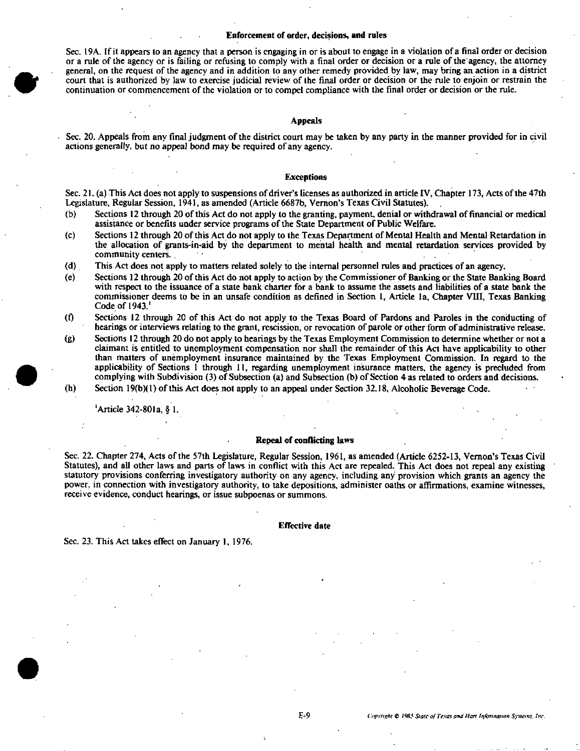### Enforcement of order, decisions, and rules

Sec. 19A. If it appears to an agency that a person is engaging in or is about to engage in a violation of a final order or decision or a rule of the agency or is failing or refusing to comply with a final order or decision or a rule of the agency, the attorney general, on the request of the agency and in addition to any other remedy provided by law, may bring an action in a district court that is authorized by law to exercise judicial review of the final order or decision or the rule to enjoin or restrain the continuation or commencement of the violation or to compel compliance with the final order or decision or the rule.

### Appeals

Sec. 20. Appeals from any final judgment of the district court may be taken by any party in the manner provided for in civil actions generally, but no appeal bond may be required of any agency.

### Exceptions

Sec. 21. (a) This Act does not apply to suspensions of driver's licenses as authorized in article IV, Chapter 173, Acts of the 47th Legislature, Regular Session, 1941, as amended (Article 6687b, Vernon's Texas Civil Statutes).

(b) Sections 12 through 20 of this Act do not apply to the granting, payment, denial or withdrawal of financial or medical assistance or benefits under service programs of the State Department of Public Welfare.

(c) Sections 12 through 20 of this Act do not apply to the Texas Department of Mental Health and Mental Retardation in the allocation of grants-in-aid by the department to mental health and mental retardation services provided by community centers.

(d) This Act does not apply to matters related solely to the internal personnel rules and practices of an agency.

(e) Sections 12 through 20 of this Act do not apply to action by the Commissioner of Banking or the State Banking Board with respect to the issuance of a state bank charter for a bank to assume the assets and liabilities of a state bank the commissioner deems to be in an unsafe condition as defined in Section 1, Article 1a, Chapter VIII, Texas Banking Code of 1943.[1]

(f) Sections 12 through 20 of this Act do not apply to the Texas Board of Pardons and Paroles in the conducting of hearings or interviews relating to the grant, rescission, or revocation of parole or other form of administrative release.

(g) Sections 12 through 20 do not apply to hearings by the Texas Employment Commission to determine whether or not a claimant is entitled to unemployment compensation nor shall the remainder of this Act have applicability to other than matters of unemployment insurance maintained by the Texas Employment Commission. In regard to the applicability of Sections 1 through 11, regarding unemployment insurance matters, the agency is precluded from complying with Subdivision (3) of Subsection (a) and Subsection (b) of Section 4 as related to orders and decisions.

(h) Section 19(b)(1) of this Act does not apply to an appeal under Section 32.18, Alcoholic Beverage Code.

[1] Article 342-801a, § 1.

### Repeal of conflicting laws

Sec. 22. Chapter 274, Acts of the 57th Legislature, Regular Session, 1961, as amended (Article 6252-13, Vernon's Texas Civil Statutes), and all other laws and parts of laws in conflict with this Act are repealed. This Act does not repeal any existing statutory provisions conferring investigatory authority on any agency, including any provision which grants an agency the power, in connection with investigatory authority, to take depositions, administer oaths or affirmations, examine witnesses, receive evidence, conduct hearings, or issue subpoenas or summons.

### Effective date

Sec. 23. This Act takes effect on January 1, 1976.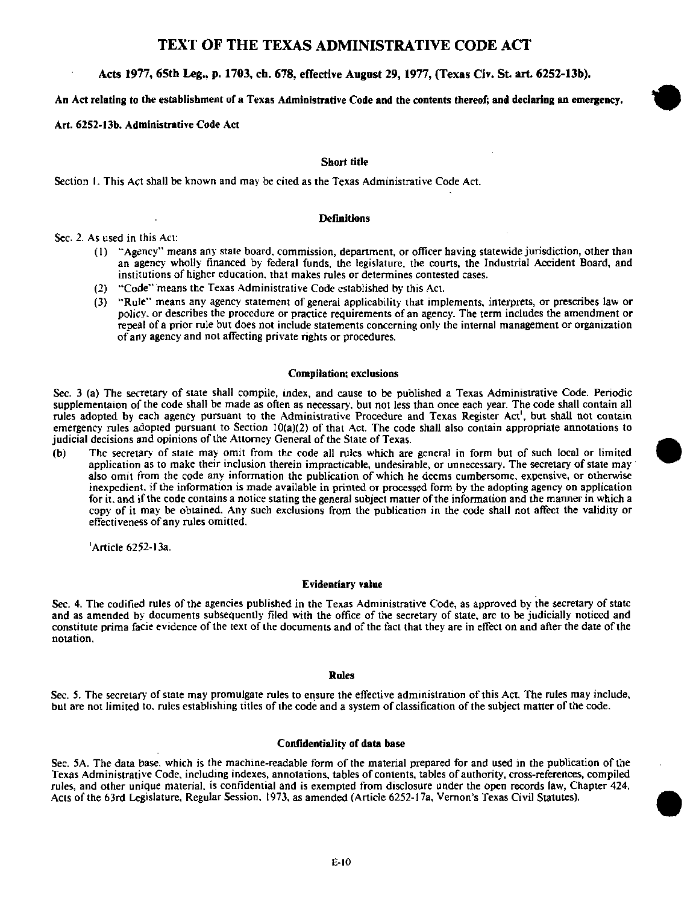# TEXT OF THE TEXAS ADMINISTRATIVE CODE ACT

**Acts 1977, 65th Leg., p. 1703, ch. 678, effective August 29, 1977, (Texas Civ. St. art. 6252-13b).**

**An Act relating to the establishment of a Texas Administrative Code and the contents thereof; and declaring an emergency.**

**Art. 6252-13b. Administrative Code Act**

### Short title

Section 1. This Act shall be known and may be cited as the Texas Administrative Code Act.

### Definitions

Sec. 2. As used in this Act:

(1) "Agency" means any state board, commission, department, or officer having statewide jurisdiction, other than an agency wholly financed by federal funds, the legislature, the courts, the Industrial Accident Board, and institutions of higher education, that makes rules or determines contested cases.

(2) "Code" means the Texas Administrative Code established by this Act.

(3) "Rule" means any agency statement of general applicability that implements, interprets, or prescribes law or policy, or describes the procedure or practice requirements of an agency. The term includes the amendment or repeal of a prior rule but does not include statements concerning only the internal management or organization of any agency and not affecting private rights or procedures.

### Compilation; exclusions

Sec. 3 (a) The secretary of state shall compile, index, and cause to be published a Texas Administrative Code. Periodic supplementaion of the code shall be made as often as necessary, but not less than once each year. The code shall contain all rules adopted by each agency pursuant to the Administrative Procedure and Texas Register Act[1], but shall not contain emergency rules adopted pursuant to Section 10(a)(2) of that Act. The code shall also contain appropriate annotations to judicial decisions and opinions of the Attorney General of the State of Texas.

(b) The secretary of state may omit from the code all rules which are general in form but of such local or limited application as to make their inclusion therein impracticable, undesirable, or unnecessary. The secretary of state may also omit from the code any information the publication of which he deems cumbersome, expensive, or otherwise inexpedient, if the information is made available in printed or processed form by the adopting agency on application for it, and if the code contains a notice stating the general subject matter of the information and the manner in which a copy of it may be obtained. Any such exclusions from the publication in the code shall not affect the validity or effectiveness of any rules omitted.

[1]Article 6252-13a.

### Evidentiary value

Sec. 4. The codified rules of the agencies published in the Texas Administrative Code, as approved by the secretary of state and as amended by documents subsequently filed with the office of the secretary of state, are to be judicially noticed and constitute prima facie evidence of the text of the documents and of the fact that they are in effect on and after the date of the notation.

### Rules

Sec. 5. The secretary of state may promulgate rules to ensure the effective administration of this Act. The rules may include, but are not limited to, rules establishing titles of the code and a system of classification of the subject matter of the code.

### Confidentiality of data base

Sec. 5A. The data base, which is the machine-readable form of the material prepared for and used in the publication of the Texas Administrative Code, including indexes, annotations, tables of contents, tables of authority, cross-references, compiled rules, and other unique material, is confidential and is exempted from disclosure under the open records law, Chapter 424, Acts of the 63rd Legislature, Regular Session, 1973, as amended (Article 6252-17a, Vernon's Texas Civil Statutes).